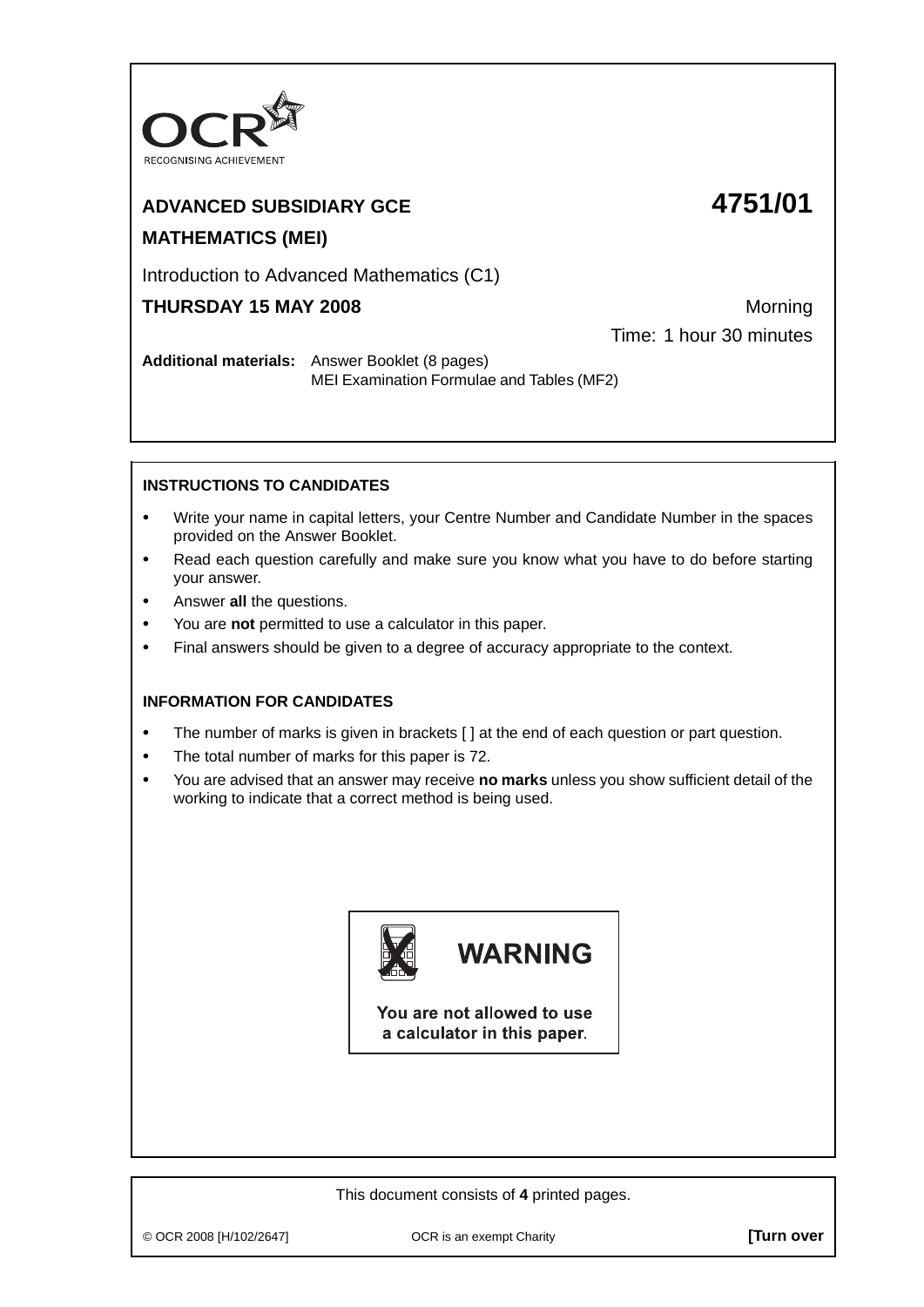OCR
RECOGNISING ACHIEVEMENT

**ADVANCED SUBSIDIARY GCE** **4751/01**

**MATHEMATICS (MEI)**

Introduction to Advanced Mathematics (C1)

**THURSDAY 15 MAY 2008** Morning

Time: 1 hour 30 minutes

**Additional materials:** Answer Booklet (8 pages)
MEI Examination Formulae and Tables (MF2)

**INSTRUCTIONS TO CANDIDATES**

- Write your name in capital letters, your Centre Number and Candidate Number in the spaces provided on the Answer Booklet.
- Read each question carefully and make sure you know what you have to do before starting your answer.
- Answer **all** the questions.
- You are **not** permitted to use a calculator in this paper.
- Final answers should be given to a degree of accuracy appropriate to the context.

**INFORMATION FOR CANDIDATES**

- The number of marks is given in brackets [ ] at the end of each question or part question.
- The total number of marks for this paper is 72.
- You are advised that an answer may receive **no marks** unless you show sufficient detail of the working to indicate that a correct method is being used.

**WARNING**

You are not allowed to use a calculator in this paper.

This document consists of **4** printed pages.

© OCR 2008 [H/102/2647] OCR is an exempt Charity **[Turn over**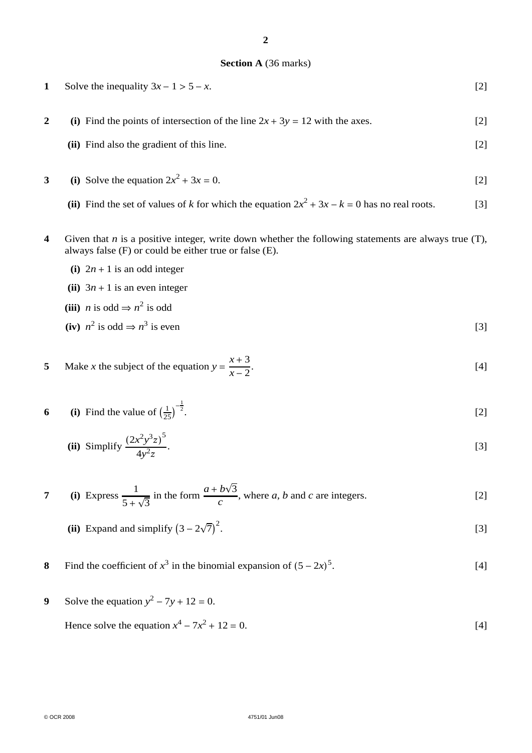**Section A** (36 marks)

**1** Solve the inequality $3x - 1 > 5 - x$. [2]

**2** **(i)** Find the points of intersection of the line $2x + 3y = 12$ with the axes. [2]

**(ii)** Find also the gradient of this line. [2]

**3** **(i)** Solve the equation $2x^2 + 3x = 0$. [2]

**(ii)** Find the set of values of $k$ for which the equation $2x^2 + 3x - k = 0$ has no real roots. [3]

**4** Given that $n$ is a positive integer, write down whether the following statements are always true (T), always false (F) or could be either true or false (E).

**(i)** $2n + 1$ is an odd integer

**(ii)** $3n + 1$ is an even integer

**(iii)** $n$ is odd $\Rightarrow n^2$ is odd

**(iv)** $n^2$ is odd $\Rightarrow n^3$ is even [3]

**5** Make $x$ the subject of the equation $y = \dfrac{x+3}{x-2}$. [4]

**6** **(i)** Find the value of $\left(\frac{1}{25}\right)^{-\frac{1}{2}}$. [2]

**(ii)** Simplify $\dfrac{(2x^2y^3z)^5}{4y^2z}$. [3]

**7** **(i)** Express $\dfrac{1}{5+\sqrt{3}}$ in the form $\dfrac{a+b\sqrt{3}}{c}$, where $a$, $b$ and $c$ are integers. [2]

**(ii)** Expand and simplify $\left(3 - 2\sqrt{7}\right)^2$. [3]

**8** Find the coefficient of $x^3$ in the binomial expansion of $(5 - 2x)^5$. [4]

**9** Solve the equation $y^2 - 7y + 12 = 0$.

Hence solve the equation $x^4 - 7x^2 + 12 = 0$. [4]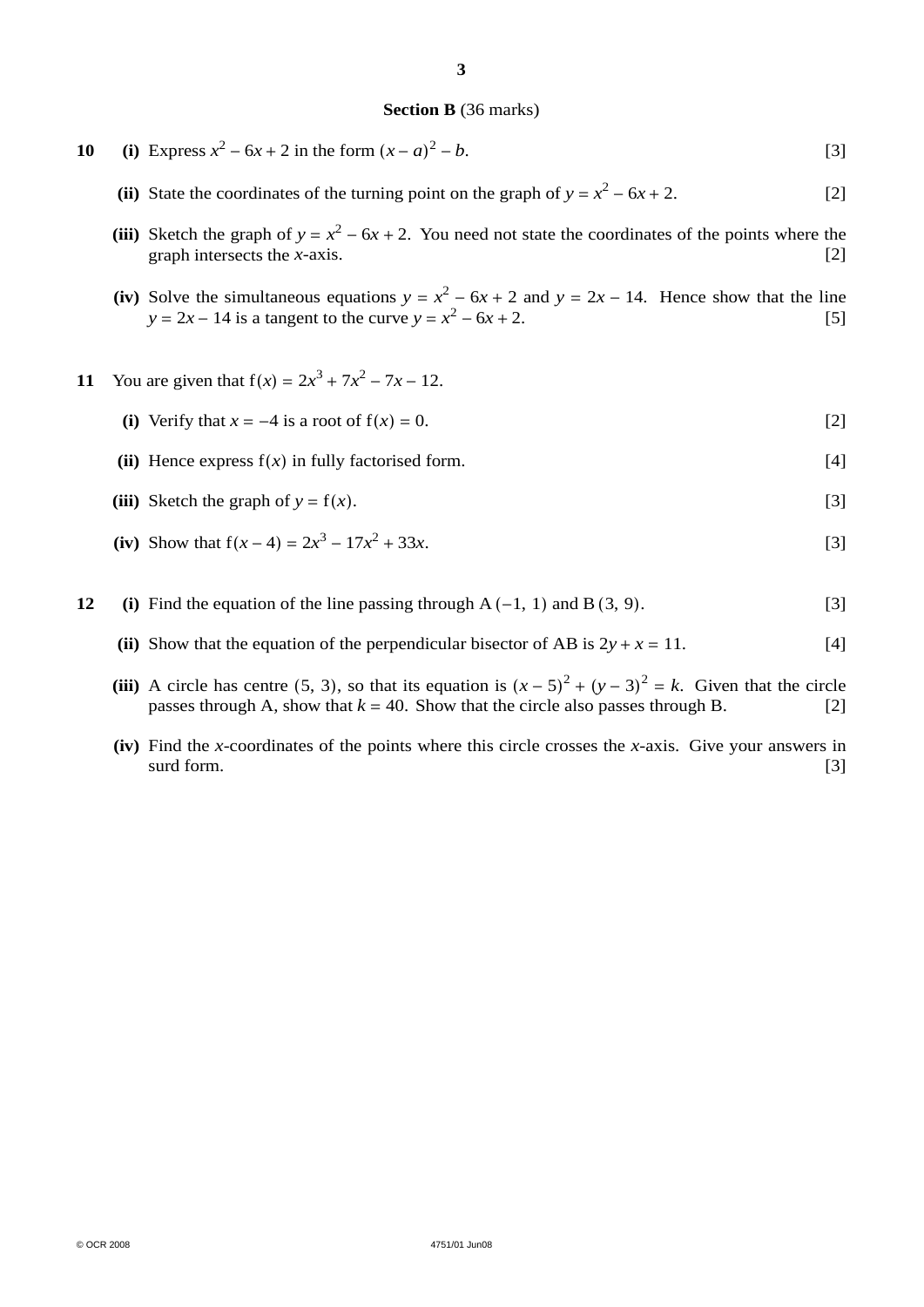## Section B (36 marks)

**10** **(i)** Express $x^2 - 6x + 2$ in the form $(x - a)^2 - b$. [3]

**(ii)** State the coordinates of the turning point on the graph of $y = x^2 - 6x + 2$. [2]

**(iii)** Sketch the graph of $y = x^2 - 6x + 2$. You need not state the coordinates of the points where the graph intersects the $x$-axis. [2]

**(iv)** Solve the simultaneous equations $y = x^2 - 6x + 2$ and $y = 2x - 14$. Hence show that the line $y = 2x - 14$ is a tangent to the curve $y = x^2 - 6x + 2$. [5]

**11** You are given that $\mathrm{f}(x) = 2x^3 + 7x^2 - 7x - 12$.

**(i)** Verify that $x = -4$ is a root of $\mathrm{f}(x) = 0$. [2]

**(ii)** Hence express $\mathrm{f}(x)$ in fully factorised form. [4]

**(iii)** Sketch the graph of $y = \mathrm{f}(x)$. [3]

**(iv)** Show that $\mathrm{f}(x - 4) = 2x^3 - 17x^2 + 33x$. [3]

**12** **(i)** Find the equation of the line passing through A $(-1, 1)$ and B $(3, 9)$. [3]

**(ii)** Show that the equation of the perpendicular bisector of AB is $2y + x = 11$. [4]

**(iii)** A circle has centre $(5, 3)$, so that its equation is $(x - 5)^2 + (y - 3)^2 = k$. Given that the circle passes through A, show that $k = 40$. Show that the circle also passes through B. [2]

**(iv)** Find the $x$-coordinates of the points where this circle crosses the $x$-axis. Give your answers in surd form. [3]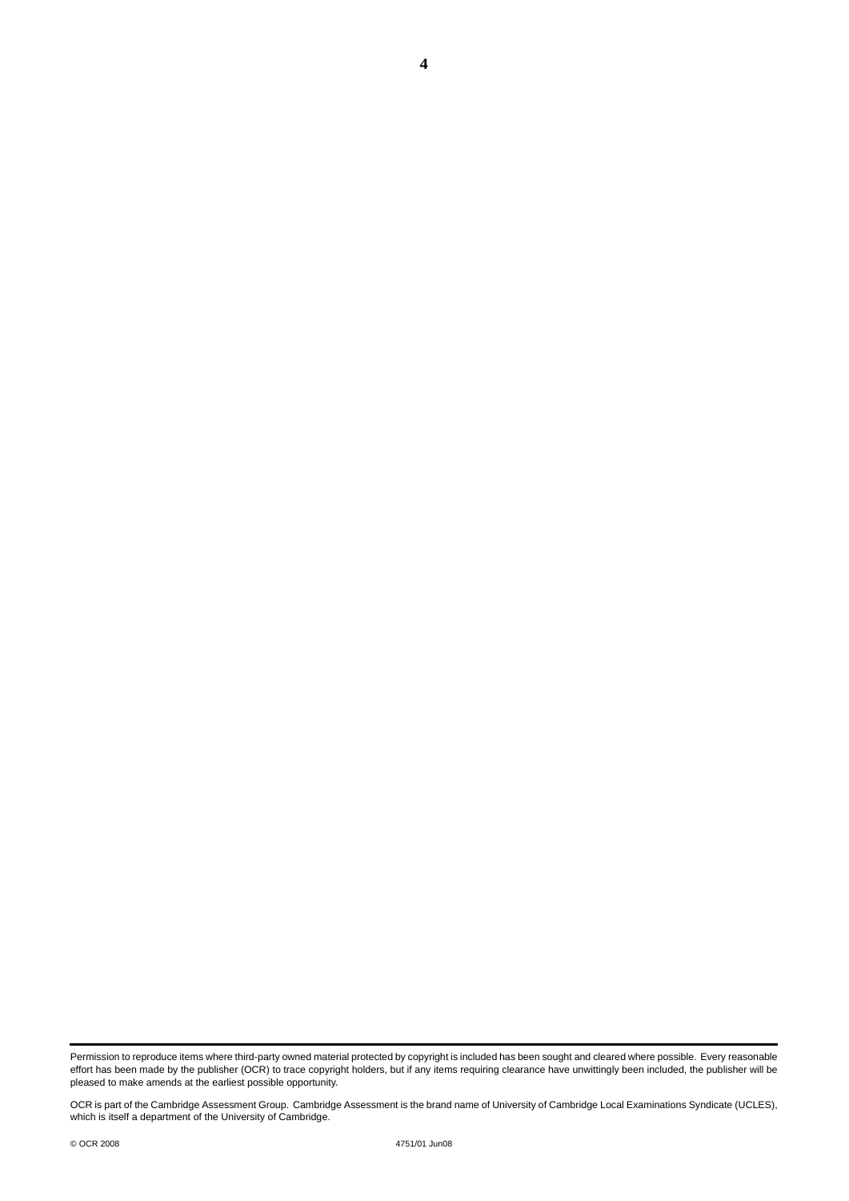Permission to reproduce items where third-party owned material protected by copyright is included has been sought and cleared where possible. Every reasonable effort has been made by the publisher (OCR) to trace copyright holders, but if any items requiring clearance have unwittingly been included, the publisher will be pleased to make amends at the earliest possible opportunity.

OCR is part of the Cambridge Assessment Group. Cambridge Assessment is the brand name of University of Cambridge Local Examinations Syndicate (UCLES), which is itself a department of the University of Cambridge.